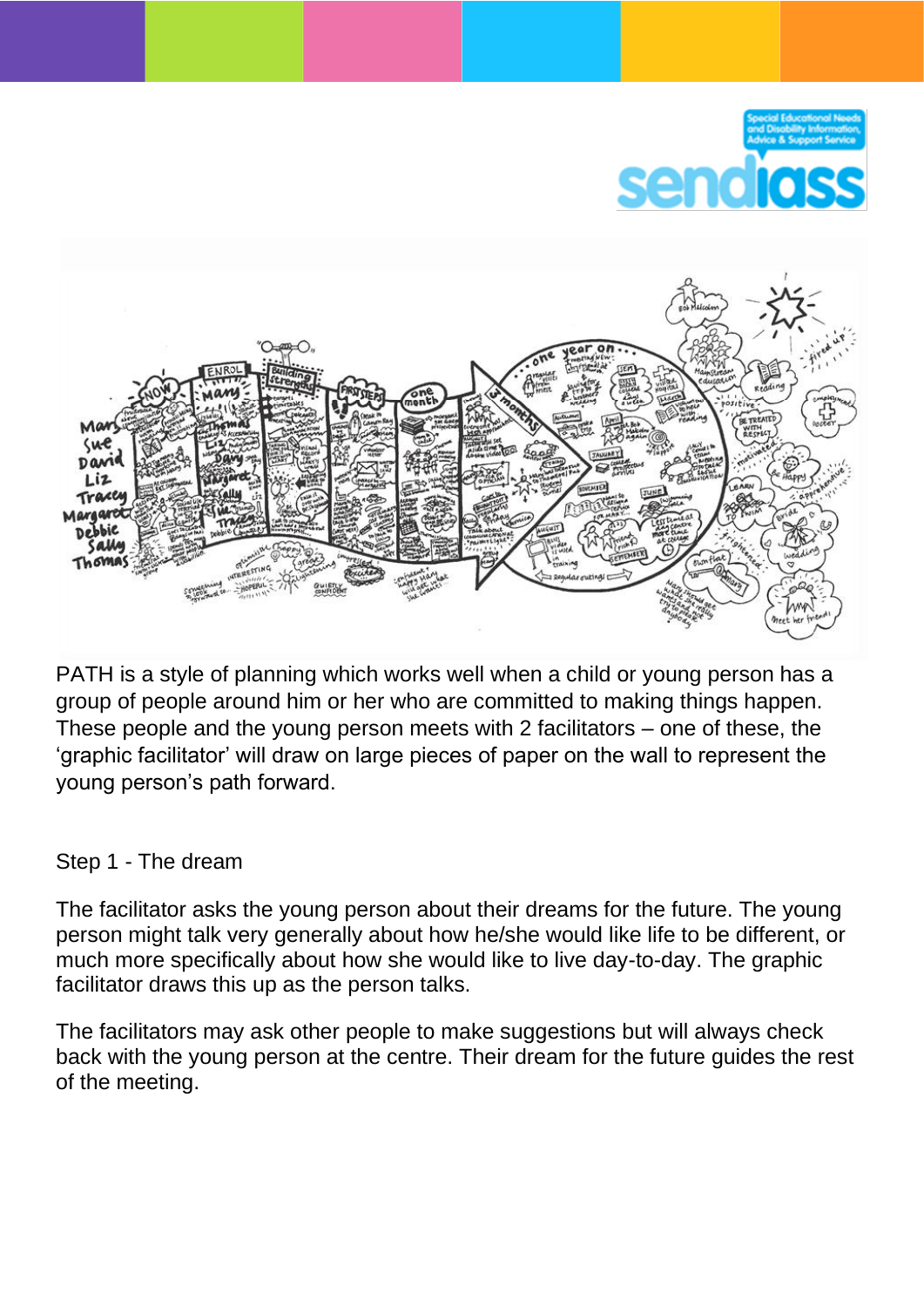PATH is a style of planning which works well when a child or young person has a group of people around him or her who are committed to making things happen. These people and the young person meets with 2 facilitators – one of these, the 'graphic facilitator' will draw on large pieces of paper on the wall to represent the young person's path forward.

## Step 1 - The dream

The facilitator asks the young person about their dreams for the future. The young person might talk very generally about how he/she would like life to be different, or much more specifically about how she would like to live day-to-day. The graphic facilitator draws this up as the person talks.

The facilitators may ask other people to make suggestions but will always check back with the young person at the centre. Their dream for the future guides the rest of the meeting.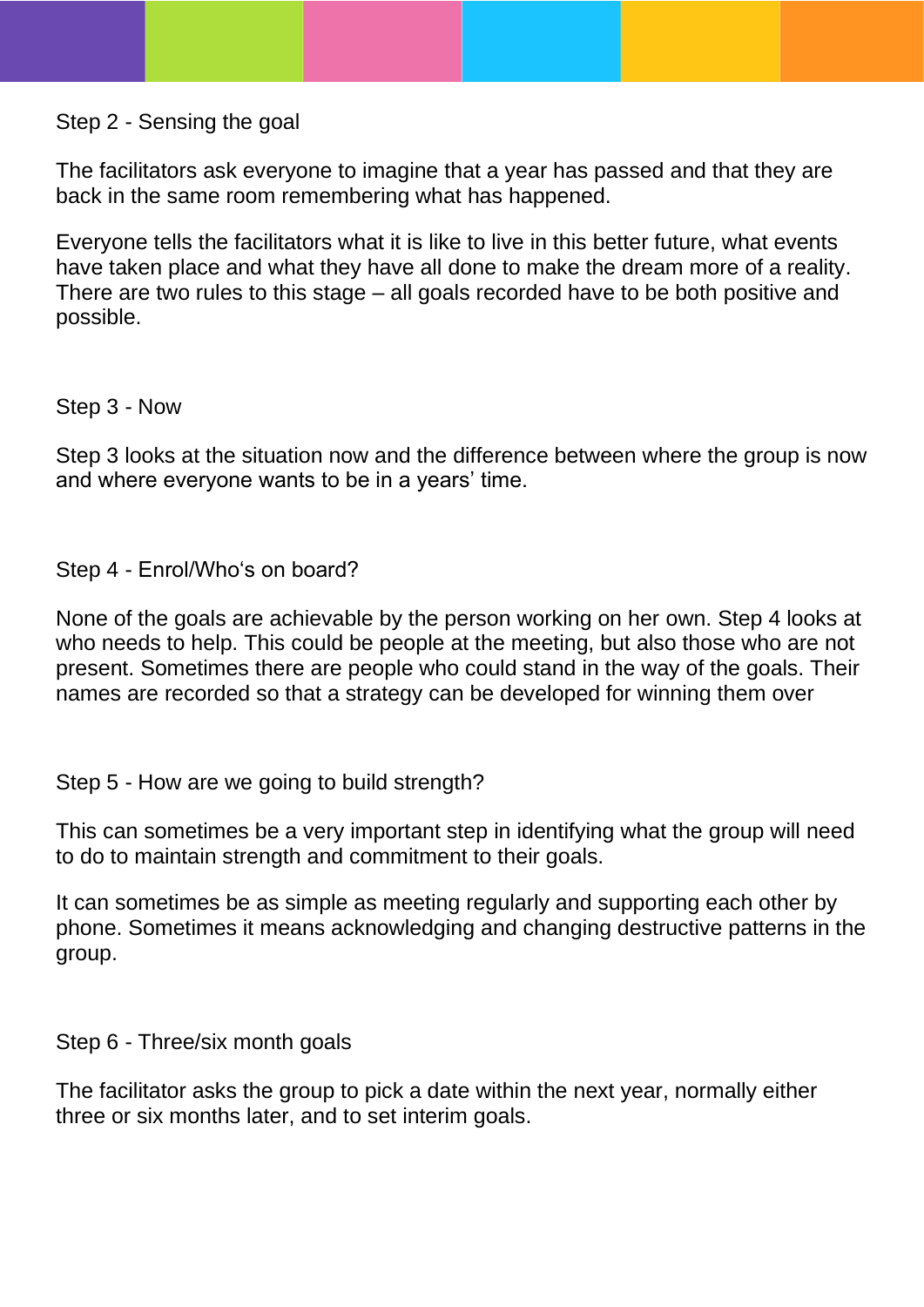## Step 2 - Sensing the goal

The facilitators ask everyone to imagine that a year has passed and that they are back in the same room remembering what has happened.

Everyone tells the facilitators what it is like to live in this better future, what events have taken place and what they have all done to make the dream more of a reality. There are two rules to this stage – all goals recorded have to be both positive and possible.

## Step 3 - Now

Step 3 looks at the situation now and the difference between where the group is now and where everyone wants to be in a years' time.

## Step 4 - Enrol/Who's on board?

None of the goals are achievable by the person working on her own. Step 4 looks at who needs to help. This could be people at the meeting, but also those who are not present. Sometimes there are people who could stand in the way of the goals. Their names are recorded so that a strategy can be developed for winning them over

## Step 5 - How are we going to build strength?

This can sometimes be a very important step in identifying what the group will need to do to maintain strength and commitment to their goals.

It can sometimes be as simple as meeting regularly and supporting each other by phone. Sometimes it means acknowledging and changing destructive patterns in the group.

## Step 6 - Three/six month goals

The facilitator asks the group to pick a date within the next year, normally either three or six months later, and to set interim goals.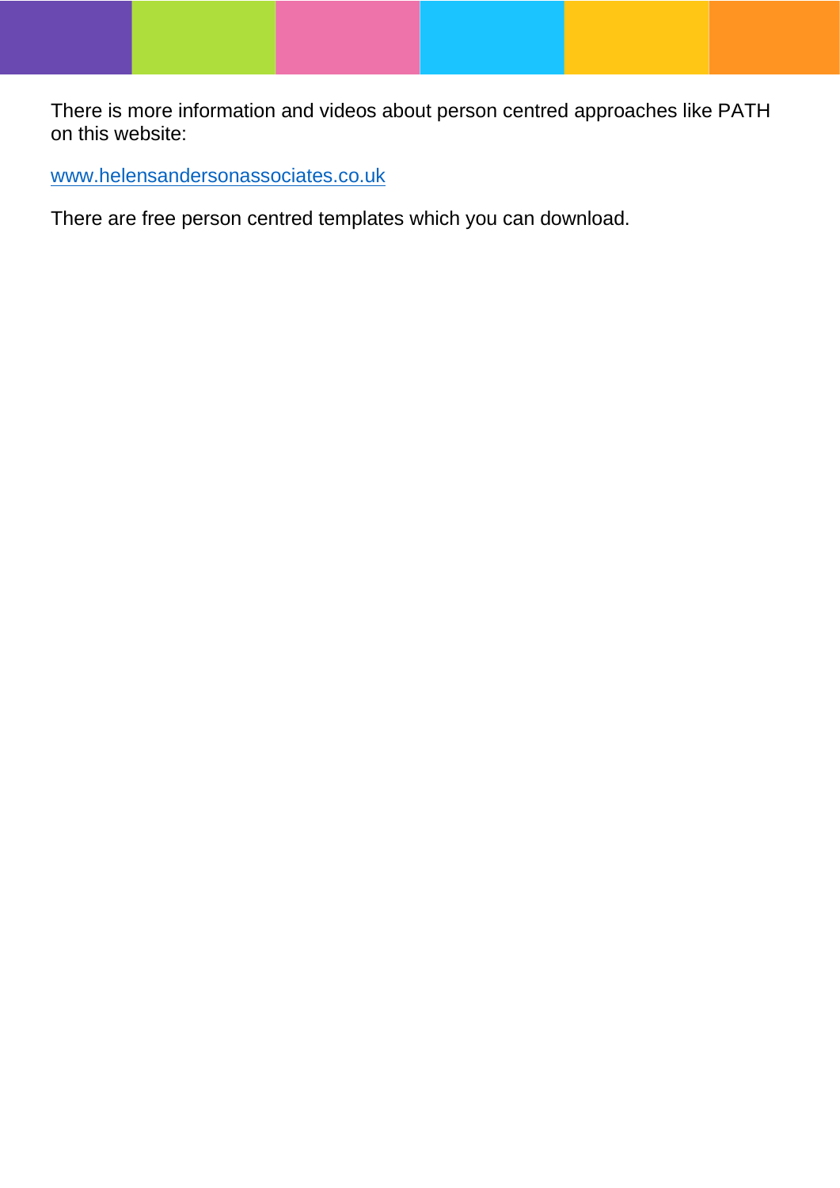There is more information and videos about person centred approaches like PATH on this website:

[www.helensandersonassociates.co.uk](http://www.helensandersonassociates.co.uk)

There are free person centred templates which you can download.